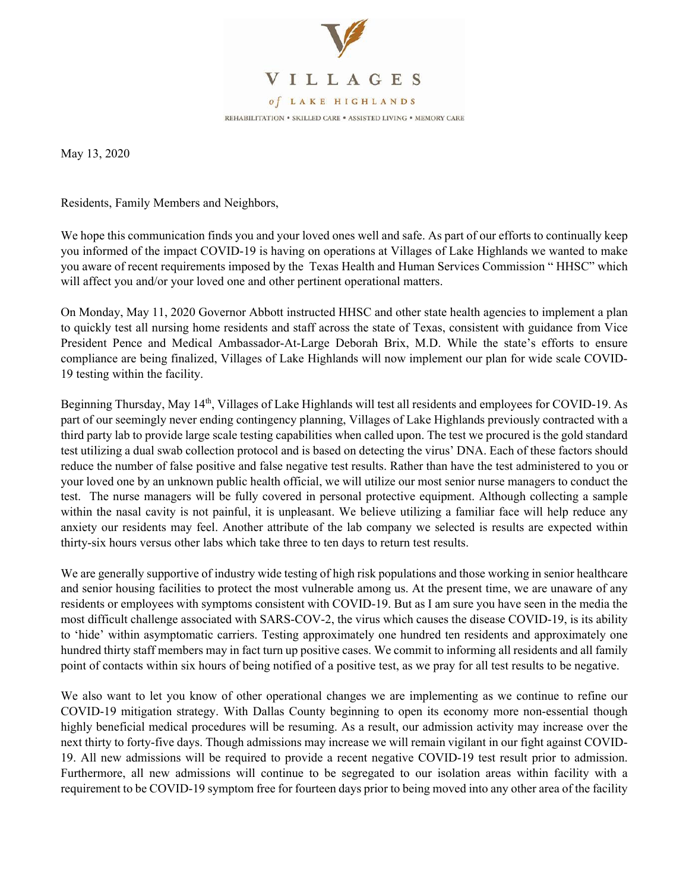VILLAGES

of LAKE HIGHLANDS

REHABILITATION • SKILLED CARE • ASSISTED LIVING • MEMORY CARE

May 13, 2020

Residents, Family Members and Neighbors,

We hope this communication finds you and your loved ones well and safe. As part of our efforts to continually keep you informed of the impact COVID-19 is having on operations at Villages of Lake Highlands we wanted to make you aware of recent requirements imposed by the Texas Health and Human Services Commission " HHSC" which will affect you and/or your loved one and other pertinent operational matters.

On Monday, May 11, 2020 Governor Abbott instructed HHSC and other state health agencies to implement a plan to quickly test all nursing home residents and staff across the state of Texas, consistent with guidance from Vice President Pence and Medical Ambassador-At-Large Deborah Brix, M.D. While the state's efforts to ensure compliance are being finalized, Villages of Lake Highlands will now implement our plan for wide scale COVID-19 testing within the facility.

Beginning Thursday, May 14th, Villages of Lake Highlands will test all residents and employees for COVID-19. As part of our seemingly never ending contingency planning, Villages of Lake Highlands previously contracted with a third party lab to provide large scale testing capabilities when called upon. The test we procured is the gold standard test utilizing a dual swab collection protocol and is based on detecting the virus' DNA. Each of these factors should reduce the number of false positive and false negative test results. Rather than have the test administered to you or your loved one by an unknown public health official, we will utilize our most senior nurse managers to conduct the test. The nurse managers will be fully covered in personal protective equipment. Although collecting a sample within the nasal cavity is not painful, it is unpleasant. We believe utilizing a familiar face will help reduce any anxiety our residents may feel. Another attribute of the lab company we selected is results are expected within thirty-six hours versus other labs which take three to ten days to return test results.

We are generally supportive of industry wide testing of high risk populations and those working in senior healthcare and senior housing facilities to protect the most vulnerable among us. At the present time, we are unaware of any residents or employees with symptoms consistent with COVID-19. But as I am sure you have seen in the media the most difficult challenge associated with SARS-COV-2, the virus which causes the disease COVID-19, is its ability to 'hide' within asymptomatic carriers. Testing approximately one hundred ten residents and approximately one hundred thirty staff members may in fact turn up positive cases. We commit to informing all residents and all family point of contacts within six hours of being notified of a positive test, as we pray for all test results to be negative.

We also want to let you know of other operational changes we are implementing as we continue to refine our COVID-19 mitigation strategy. With Dallas County beginning to open its economy more non-essential though highly beneficial medical procedures will be resuming. As a result, our admission activity may increase over the next thirty to forty-five days. Though admissions may increase we will remain vigilant in our fight against COVID-19. All new admissions will be required to provide a recent negative COVID-19 test result prior to admission. Furthermore, all new admissions will continue to be segregated to our isolation areas within facility with a requirement to be COVID-19 symptom free for fourteen days prior to being moved into any other area of the facility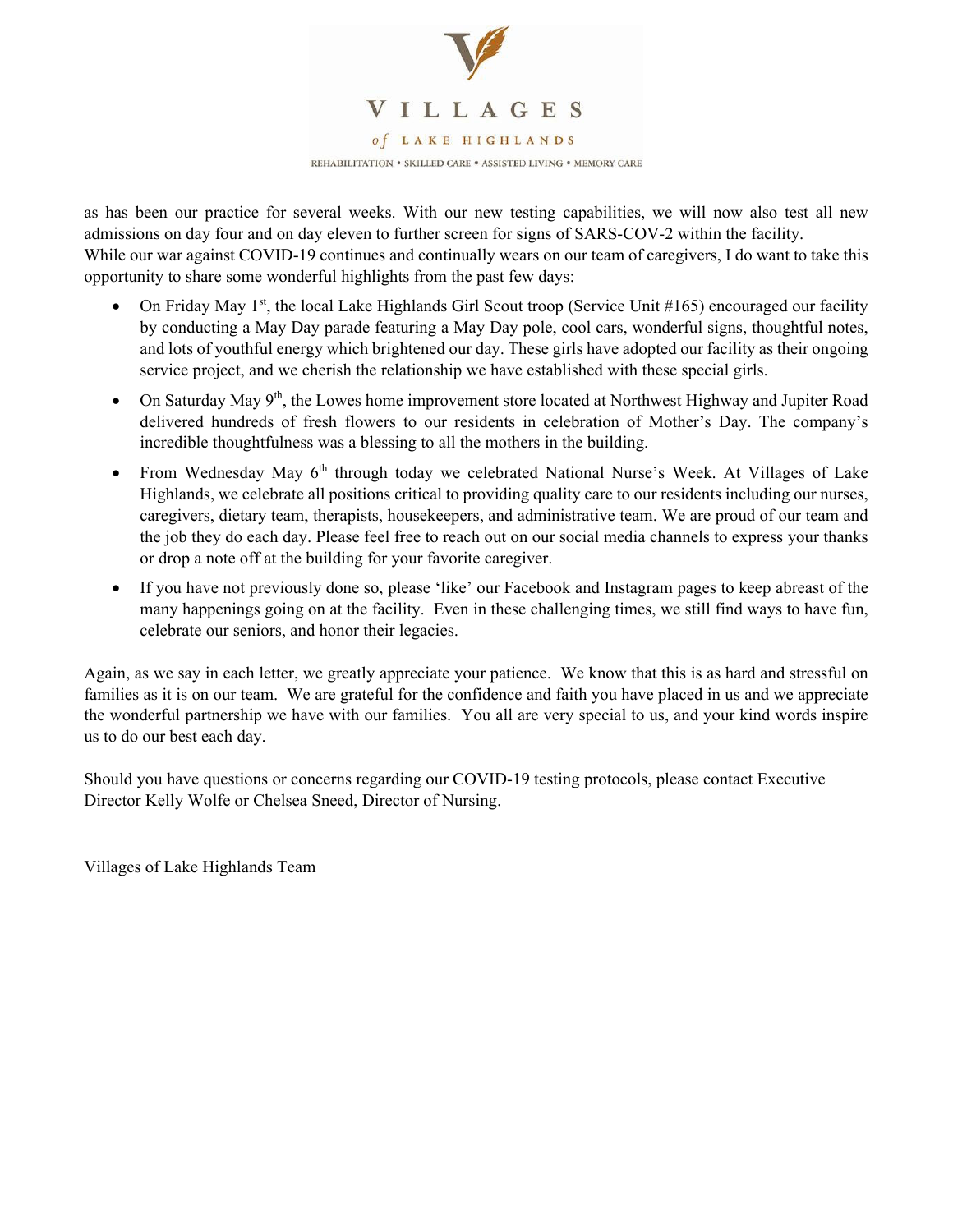as has been our practice for several weeks. With our new testing capabilities, we will now also test all new admissions on day four and on day eleven to further screen for signs of SARS-COV-2 within the facility.
While our war against COVID-19 continues and continually wears on our team of caregivers, I do want to take this opportunity to share some wonderful highlights from the past few days:

- On Friday May 1st, the local Lake Highlands Girl Scout troop (Service Unit #165) encouraged our facility by conducting a May Day parade featuring a May Day pole, cool cars, wonderful signs, thoughtful notes, and lots of youthful energy which brightened our day. These girls have adopted our facility as their ongoing service project, and we cherish the relationship we have established with these special girls.
- On Saturday May 9th, the Lowes home improvement store located at Northwest Highway and Jupiter Road delivered hundreds of fresh flowers to our residents in celebration of Mother's Day. The company's incredible thoughtfulness was a blessing to all the mothers in the building.
- From Wednesday May 6th through today we celebrated National Nurse's Week. At Villages of Lake Highlands, we celebrate all positions critical to providing quality care to our residents including our nurses, caregivers, dietary team, therapists, housekeepers, and administrative team. We are proud of our team and the job they do each day. Please feel free to reach out on our social media channels to express your thanks or drop a note off at the building for your favorite caregiver.
- If you have not previously done so, please 'like' our Facebook and Instagram pages to keep abreast of the many happenings going on at the facility. Even in these challenging times, we still find ways to have fun, celebrate our seniors, and honor their legacies.

Again, as we say in each letter, we greatly appreciate your patience. We know that this is as hard and stressful on families as it is on our team. We are grateful for the confidence and faith you have placed in us and we appreciate the wonderful partnership we have with our families. You all are very special to us, and your kind words inspire us to do our best each day.

Should you have questions or concerns regarding our COVID-19 testing protocols, please contact Executive Director Kelly Wolfe or Chelsea Sneed, Director of Nursing.

Villages of Lake Highlands Team